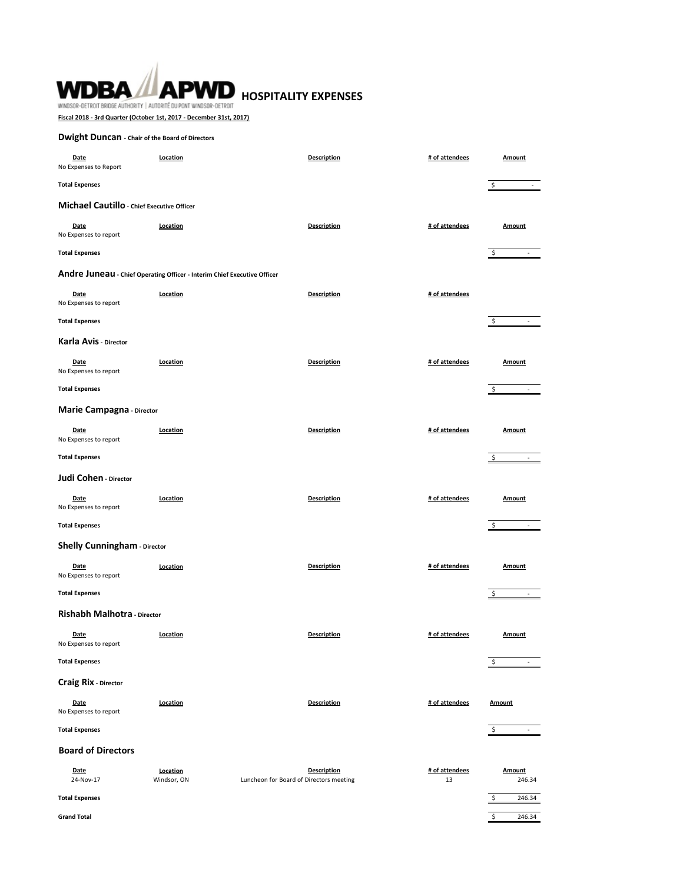# WDBA APWD HOSPITALITY EXPENSES

WINDSOR-DETROIT BRIDGE AUTHORITY | AUTORITÉ DU PONT WINDSOR-DETROIT

**Fiscal 2018 - 3rd Quarter (October 1st, 2017 - December 31st, 2017)**

## Dwight Duncan - Chair of the Board of Directors

| Date | Location | Description | # of attendees | Amount |
|---|---|---|---|---|
| No Expenses to Report | | | | |
| **Total Expenses** | | | | $ - |

## Michael Cautillo - Chief Executive Officer

| Date | Location | Description | # of attendees | Amount |
|---|---|---|---|---|
| No Expenses to report | | | | |
| **Total Expenses** | | | | $ - |

## Andre Juneau - Chief Operating Officer - Interim Chief Executive Officer

| Date | Location | Description | # of attendees | |
|---|---|---|---|---|
| No Expenses to report | | | | |
| **Total Expenses** | | | | $ - |

## Karla Avis - Director

| Date | Location | Description | # of attendees | Amount |
|---|---|---|---|---|
| No Expenses to report | | | | |
| **Total Expenses** | | | | $ - |

## Marie Campagna - Director

| Date | Location | Description | # of attendees | Amount |
|---|---|---|---|---|
| No Expenses to report | | | | |
| **Total Expenses** | | | | $ - |

## Judi Cohen - Director

| Date | Location | Description | # of attendees | Amount |
|---|---|---|---|---|
| No Expenses to report | | | | |
| **Total Expenses** | | | | $ - |

## Shelly Cunningham - Director

| Date | Location | Description | # of attendees | Amount |
|---|---|---|---|---|
| No Expenses to report | | | | |
| **Total Expenses** | | | | $ - |

## Rishabh Malhotra - Director

| Date | Location | Description | # of attendees | Amount |
|---|---|---|---|---|
| No Expenses to report | | | | |
| **Total Expenses** | | | | $ - |

## Craig Rix - Director

| Date | Location | Description | # of attendees | Amount |
|---|---|---|---|---|
| No Expenses to report | | | | |
| **Total Expenses** | | | | $ - |

## Board of Directors

| Date | Location | Description | # of attendees | Amount |
|---|---|---|---|---|
| 24-Nov-17 | Windsor, ON | Luncheon for Board of Directors meeting | 13 | 246.34 |
| **Total Expenses** | | | | $ 246.34 |
| **Grand Total** | | | | $ 246.34 |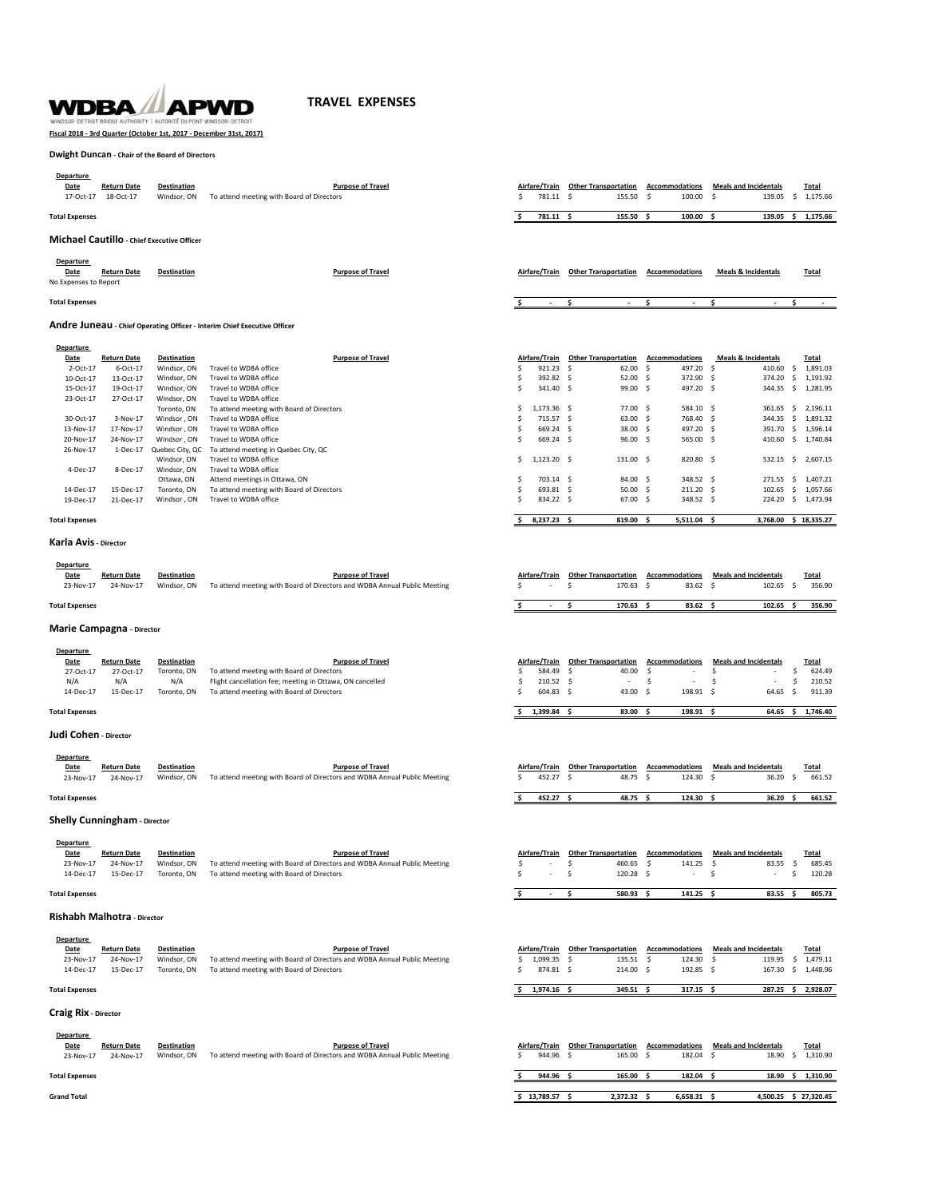WDBA APWD
WINDSOR-DETROIT BRIDGE AUTHORITY | AUTORITÉ DU PONT WINDSOR-DETROIT

# TRAVEL EXPENSES

**Fiscal 2018 - 3rd Quarter (October 1st, 2017 - December 31st, 2017)**

## Dwight Duncan - Chair of the Board of Directors

| Departure Date | Return Date | Destination | Purpose of Travel | Airfare/Train | Other Transportation | Accommodations | Meals and Incidentals | Total |
|---|---|---|---|---|---|---|---|---|
| 17-Oct-17 | 18-Oct-17 | Windsor, ON | To attend meeting with Board of Directors | $ 781.11 | $ 155.50 | $ 100.00 | $ 139.05 | $ 1,175.66 |
| **Total Expenses** | | | | **$ 781.11** | **$ 155.50** | **$ 100.00** | **$ 139.05** | **$ 1,175.66** |

## Michael Cautillo - Chief Executive Officer

| Departure Date | Return Date | Destination | Purpose of Travel | Airfare/Train | Other Transportation | Accommodations | Meals & Incidentals | Total |
|---|---|---|---|---|---|---|---|---|
| No Expenses to Report | | | | | | | | |
| **Total Expenses** | | | | **$ -** | **$ -** | **$ -** | **$ -** | **$ -** |

## Andre Juneau - Chief Operating Officer - Interim Chief Executive Officer

| Departure Date | Return Date | Destination | Purpose of Travel | Airfare/Train | Other Transportation | Accommodations | Meals & Incidentals | Total |
|---|---|---|---|---|---|---|---|---|
| 2-Oct-17 | 6-Oct-17 | Windsor, ON | Travel to WDBA office | $ 921.23 | $ 62.00 | $ 497.20 | $ 410.60 | $ 1,891.03 |
| 10-Oct-17 | 13-Oct-17 | Windsor, ON | Travel to WDBA office | $ 392.82 | $ 52.00 | $ 372.90 | $ 374.20 | $ 1,191.92 |
| 15-Oct-17 | 19-Oct-17 | Windsor, ON | Travel to WDBA office | $ 341.40 | $ 99.00 | $ 497.20 | $ 344.35 | $ 1,281.95 |
| 23-Oct-17 | 27-Oct-17 | Windsor, ON | Travel to WDBA office | | | | | |
| | | Toronto, ON | To attend meeting with Board of Directors | $ 1,173.36 | $ 77.00 | $ 584.10 | $ 361.65 | $ 2,196.11 |
| 30-Oct-17 | 3-Nov-17 | Windsor , ON | Travel to WDBA office | $ 715.57 | $ 63.00 | $ 768.40 | $ 344.35 | $ 1,891.32 |
| 13-Nov-17 | 17-Nov-17 | Windsor , ON | Travel to WDBA office | $ 669.24 | $ 38.00 | $ 497.20 | $ 391.70 | $ 1,596.14 |
| 20-Nov-17 | 24-Nov-17 | Windsor , ON | Travel to WDBA office | $ 669.24 | $ 96.00 | $ 565.00 | $ 410.60 | $ 1,740.84 |
| 26-Nov-17 | 1-Dec-17 | Quebec City, QC | To attend meeting in Quebec City, QC | | | | | |
| | | Windsor, ON | Travel to WDBA office | $ 1,123.20 | $ 131.00 | $ 820.80 | $ 532.15 | $ 2,607.15 |
| 4-Dec-17 | 8-Dec-17 | Windsor, ON | Travel to WDBA office | | | | | |
| | | Ottawa, ON | Attend meetings in Ottawa, ON | $ 703.14 | $ 84.00 | $ 348.52 | $ 271.55 | $ 1,407.21 |
| 14-Dec-17 | 15-Dec-17 | Toronto, ON | To attend meeting with Board of Directors | $ 693.81 | $ 50.00 | $ 211.20 | $ 102.65 | $ 1,057.66 |
| 19-Dec-17 | 21-Dec-17 | Windsor , ON | Travel to WDBA office | $ 834.22 | $ 67.00 | $ 348.52 | $ 224.20 | $ 1,473.94 |
| **Total Expenses** | | | | **$ 8,237.23** | **$ 819.00** | **$ 5,511.04** | **$ 3,768.00** | **$ 18,335.27** |

## Karla Avis - Director

| Departure Date | Return Date | Destination | Purpose of Travel | Airfare/Train | Other Transportation | Accommodations | Meals and Incidentals | Total |
|---|---|---|---|---|---|---|---|---|
| 23-Nov-17 | 24-Nov-17 | Windsor, ON | To attend meeting with Board of Directors and WDBA Annual Public Meeting | $ - | $ 170.63 | $ 83.62 | $ 102.65 | $ 356.90 |
| **Total Expenses** | | | | **$ -** | **$ 170.63** | **$ 83.62** | **$ 102.65** | **$ 356.90** |

## Marie Campagna - Director

| Departure Date | Return Date | Destination | Purpose of Travel | Airfare/Train | Other Transportation | Accommodations | Meals and Incidentals | Total |
|---|---|---|---|---|---|---|---|---|
| 27-Oct-17 | 27-Oct-17 | Toronto, ON | To attend meeting with Board of Directors | $ 584.49 | $ 40.00 | $ - | $ - | $ 624.49 |
| N/A | N/A | N/A | Flight cancellation fee; meeting in Ottawa, ON cancelled | $ 210.52 | $ - | $ - | $ - | $ 210.52 |
| 14-Dec-17 | 15-Dec-17 | Toronto, ON | To attend meeting with Board of Directors | $ 604.83 | $ 43.00 | $ 198.91 | $ 64.65 | $ 911.39 |
| **Total Expenses** | | | | **$ 1,399.84** | **$ 83.00** | **$ 198.91** | **$ 64.65** | **$ 1,746.40** |

## Judi Cohen - Director

| Departure Date | Return Date | Destination | Purpose of Travel | Airfare/Train | Other Transportation | Accommodations | Meals and Incidentals | Total |
|---|---|---|---|---|---|---|---|---|
| 23-Nov-17 | 24-Nov-17 | Windsor, ON | To attend meeting with Board of Directors and WDBA Annual Public Meeting | $ 452.27 | $ 48.75 | $ 124.30 | $ 36.20 | $ 661.52 |
| **Total Expenses** | | | | **$ 452.27** | **$ 48.75** | **$ 124.30** | **$ 36.20** | **$ 661.52** |

## Shelly Cunningham - Director

| Departure Date | Return Date | Destination | Purpose of Travel | Airfare/Train | Other Transportation | Accommodations | Meals and Incidentals | Total |
|---|---|---|---|---|---|---|---|---|
| 23-Nov-17 | 24-Nov-17 | Windsor, ON | To attend meeting with Board of Directors and WDBA Annual Public Meeting | $ - | $ 460.65 | $ 141.25 | $ 83.55 | $ 685.45 |
| 14-Dec-17 | 15-Dec-17 | Toronto, ON | To attend meeting with Board of Directors | $ - | $ 120.28 | $ - | $ - | $ 120.28 |
| **Total Expenses** | | | | **$ -** | **$ 580.93** | **$ 141.25** | **$ 83.55** | **$ 805.73** |

## Rishabh Malhotra - Director

| Departure Date | Return Date | Destination | Purpose of Travel | Airfare/Train | Other Transportation | Accommodations | Meals and Incidentals | Total |
|---|---|---|---|---|---|---|---|---|
| 23-Nov-17 | 24-Nov-17 | Windsor, ON | To attend meeting with Board of Directors and WDBA Annual Public Meeting | $ 1,099.35 | $ 135.51 | $ 124.30 | $ 119.95 | $ 1,479.11 |
| 14-Dec-17 | 15-Dec-17 | Toronto, ON | To attend meeting with Board of Directors | $ 874.81 | $ 214.00 | $ 192.85 | $ 167.30 | $ 1,448.96 |
| **Total Expenses** | | | | **$ 1,974.16** | **$ 349.51** | **$ 317.15** | **$ 287.25** | **$ 2,928.07** |

## Craig Rix - Director

| Departure Date | Return Date | Destination | Purpose of Travel | Airfare/Train | Other Transportation | Accommodations | Meals and Incidentals | Total |
|---|---|---|---|---|---|---|---|---|
| 23-Nov-17 | 24-Nov-17 | Windsor, ON | To attend meeting with Board of Directors and WDBA Annual Public Meeting | $ 944.96 | $ 165.00 | $ 182.04 | $ 18.90 | $ 1,310.90 |
| **Total Expenses** | | | | **$ 944.96** | **$ 165.00** | **$ 182.04** | **$ 18.90** | **$ 1,310.90** |

| | Airfare/Train | Other Transportation | Accommodations | Meals and Incidentals | Total |
|---|---|---|---|---|---|
| **Grand Total** | **$ 13,789.57** | **$ 2,372.32** | **$ 6,658.31** | **$ 4,500.25** | **$ 27,320.45** |